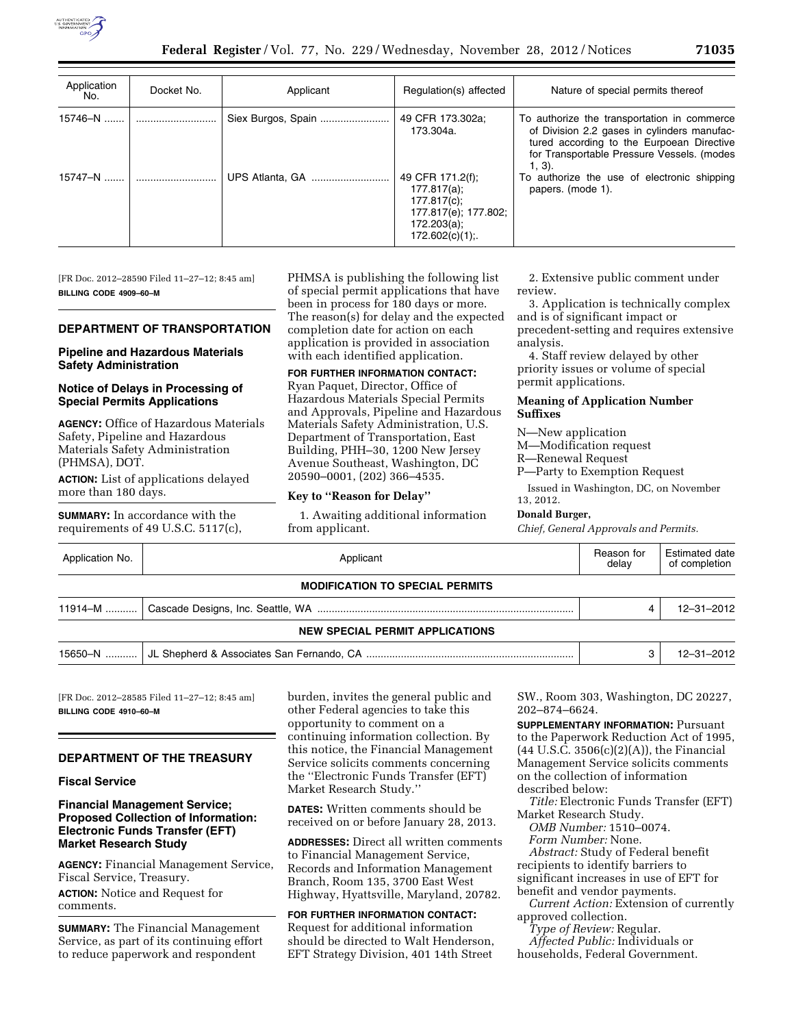| Application No. | Docket No. | Applicant | Regulation(s) affected | Nature of special permits thereof |
|---|---|---|---|---|
| 15746–N ....... | ........................... | Siex Burgos, Spain ....................... | 49 CFR 173.302a; 173.304a. | To authorize the transportation in commerce of Division 2.2 gases in cylinders manufactured according to the Eurpean Directive for Transportable Pressure Vessels. (modes 1, 3). |
| 15747–N ....... | ........................... | UPS Atlanta, GA .......................... | 49 CFR 171.2(f); 177.817(a); 177.817(c); 177.817(e); 177.802; 172.203(a); 172.602(c)(1);. | To authorize the use of electronic shipping papers. (mode 1). |

[FR Doc. 2012–28590 Filed 11–27–12; 8:45 am]

**BILLING CODE 4909–60–M**

## DEPARTMENT OF TRANSPORTATION

### Pipeline and Hazardous Materials Safety Administration

### Notice of Delays in Processing of Special Permits Applications

**AGENCY:** Office of Hazardous Materials Safety, Pipeline and Hazardous Materials Safety Administration (PHMSA), DOT.

**ACTION:** List of applications delayed more than 180 days.

**SUMMARY:** In accordance with the requirements of 49 U.S.C. 5117(c), PHMSA is publishing the following list of special permit applications that have been in process for 180 days or more. The reason(s) for delay and the expected completion date for action on each application is provided in association with each identified application.

**FOR FURTHER INFORMATION CONTACT:** Ryan Paquet, Director, Office of Hazardous Materials Special Permits and Approvals, Pipeline and Hazardous Materials Safety Administration, U.S. Department of Transportation, East Building, PHH–30, 1200 New Jersey Avenue Southeast, Washington, DC 20590–0001, (202) 366–4535.

**Key to "Reason for Delay"**

1. Awaiting additional information from applicant.
2. Extensive public comment under review.
3. Application is technically complex and is of significant impact or precedent-setting and requires extensive analysis.
4. Staff review delayed by other priority issues or volume of special permit applications.

**Meaning of Application Number Suffixes**

N—New application
M—Modification request
R—Renewal Request
P—Party to Exemption Request

Issued in Washington, DC, on November 13, 2012.

**Donald Burger,**

*Chief, General Approvals and Permits.*

| Application No. | Applicant | Reason for delay | Estimated date of completion |
|---|---|---|---|
| **MODIFICATION TO SPECIAL PERMITS** | | | |
| 11914–M ........... | Cascade Designs, Inc. Seattle, WA ........................................................................................ | 4 | 12–31–2012 |
| **NEW SPECIAL PERMIT APPLICATIONS** | | | |
| 15650–N ........... | JL Shepherd & Associates San Fernando, CA ....................................................................... | 3 | 12–31–2012 |

[FR Doc. 2012–28585 Filed 11–27–12; 8:45 am]

**BILLING CODE 4910–60–M**

## DEPARTMENT OF THE TREASURY

### Fiscal Service

### Financial Management Service; Proposed Collection of Information: Electronic Funds Transfer (EFT) Market Research Study

**AGENCY:** Financial Management Service, Fiscal Service, Treasury.

**ACTION:** Notice and Request for comments.

**SUMMARY:** The Financial Management Service, as part of its continuing effort to reduce paperwork and respondent burden, invites the general public and other Federal agencies to take this opportunity to comment on a continuing information collection. By this notice, the Financial Management Service solicits comments concerning the "Electronic Funds Transfer (EFT) Market Research Study."

**DATES:** Written comments should be received on or before January 28, 2013.

**ADDRESSES:** Direct all written comments to Financial Management Service, Records and Information Management Branch, Room 135, 3700 East West Highway, Hyattsville, Maryland, 20782.

**FOR FURTHER INFORMATION CONTACT:** Request for additional information should be directed to Walt Henderson, EFT Strategy Division, 401 14th Street SW., Room 303, Washington, DC 20227, 202–874–6624.

**SUPPLEMENTARY INFORMATION:** Pursuant to the Paperwork Reduction Act of 1995, (44 U.S.C. 3506(c)(2)(A)), the Financial Management Service solicits comments on the collection of information described below:

*Title:* Electronic Funds Transfer (EFT) Market Research Study.

*OMB Number:* 1510–0074.

*Form Number:* None.

*Abstract:* Study of Federal benefit recipients to identify barriers to significant increases in use of EFT for benefit and vendor payments.

*Current Action:* Extension of currently approved collection.

*Type of Review:* Regular.

*Affected Public:* Individuals or households, Federal Government.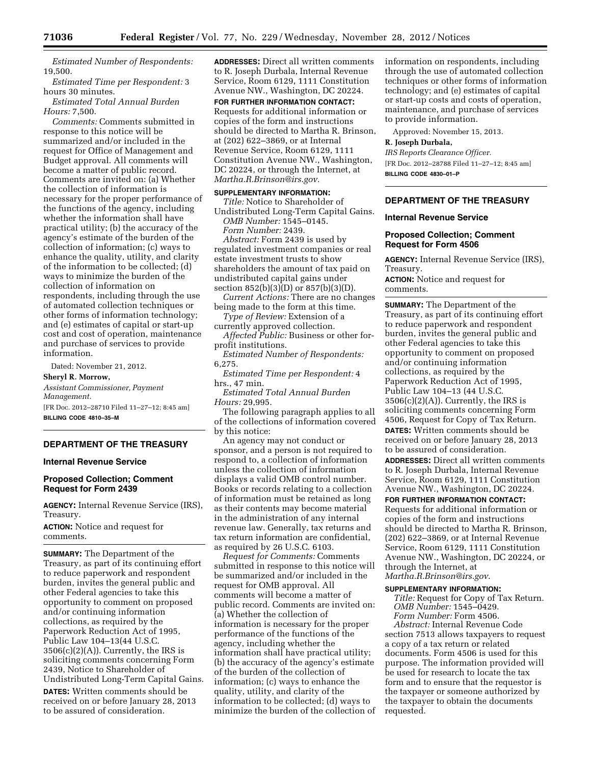*Estimated Number of Respondents:* 19,500.

*Estimated Time per Respondent:* 3 hours 30 minutes.

*Estimated Total Annual Burden Hours:* 7,500.

*Comments:* Comments submitted in response to this notice will be summarized and/or included in the request for Office of Management and Budget approval. All comments will become a matter of public record. Comments are invited on: (a) Whether the collection of information is necessary for the proper performance of the functions of the agency, including whether the information shall have practical utility; (b) the accuracy of the agency's estimate of the burden of the collection of information; (c) ways to enhance the quality, utility, and clarity of the information to be collected; (d) ways to minimize the burden of the collection of information on respondents, including through the use of automated collection techniques or other forms of information technology; and (e) estimates of capital or start-up cost and cost of operation, maintenance and purchase of services to provide information.

Dated: November 21, 2012.

**Sheryl R. Morrow,**

*Assistant Commissioner, Payment Management.*

[FR Doc. 2012–28710 Filed 11–27–12; 8:45 am]

**BILLING CODE 4810–35–M**

## DEPARTMENT OF THE TREASURY

### Internal Revenue Service

### Proposed Collection; Comment Request for Form 2439

**AGENCY:** Internal Revenue Service (IRS), Treasury.

**ACTION:** Notice and request for comments.

**SUMMARY:** The Department of the Treasury, as part of its continuing effort to reduce paperwork and respondent burden, invites the general public and other Federal agencies to take this opportunity to comment on proposed and/or continuing information collections, as required by the Paperwork Reduction Act of 1995, Public Law 104–13(44 U.S.C. 3506(c)(2)(A)). Currently, the IRS is soliciting comments concerning Form 2439, Notice to Shareholder of Undistributed Long-Term Capital Gains.

**DATES:** Written comments should be received on or before January 28, 2013 to be assured of consideration.

**ADDRESSES:** Direct all written comments to R. Joseph Durbala, Internal Revenue Service, Room 6129, 1111 Constitution Avenue NW., Washington, DC 20224.

**FOR FURTHER INFORMATION CONTACT:** Requests for additional information or copies of the form and instructions should be directed to Martha R. Brinson, at (202) 622–3869, or at Internal Revenue Service, Room 6129, 1111 Constitution Avenue NW., Washington, DC 20224, or through the Internet, at *Martha.R.Brinson@irs.gov*.

**SUPPLEMENTARY INFORMATION:**

*Title:* Notice to Shareholder of Undistributed Long-Term Capital Gains.

*OMB Number:* 1545–0145.

*Form Number:* 2439.

*Abstract:* Form 2439 is used by regulated investment companies or real estate investment trusts to show shareholders the amount of tax paid on undistributed capital gains under section 852(b)(3)(D) or 857(b)(3)(D).

*Current Actions:* There are no changes being made to the form at this time.

*Type of Review:* Extension of a currently approved collection.

*Affected Public:* Business or other for-profit institutions.

*Estimated Number of Respondents:* 6,275.

*Estimated Time per Respondent:* 4 hrs., 47 min.

*Estimated Total Annual Burden Hours:* 29,995.

The following paragraph applies to all of the collections of information covered by this notice:

An agency may not conduct or sponsor, and a person is not required to respond to, a collection of information unless the collection of information displays a valid OMB control number. Books or records relating to a collection of information must be retained as long as their contents may become material in the administration of any internal revenue law. Generally, tax returns and tax return information are confidential, as required by 26 U.S.C. 6103.

*Request for Comments:* Comments submitted in response to this notice will be summarized and/or included in the request for OMB approval. All comments will become a matter of public record. Comments are invited on: (a) Whether the collection of information is necessary for the proper performance of the functions of the agency, including whether the information shall have practical utility; (b) the accuracy of the agency's estimate of the burden of the collection of information; (c) ways to enhance the quality, utility, and clarity of the information to be collected; (d) ways to minimize the burden of the collection of information on respondents, including through the use of automated collection techniques or other forms of information technology; and (e) estimates of capital or start-up costs and costs of operation, maintenance, and purchase of services to provide information.

Approved: November 15, 2013.

**R. Joseph Durbala,**

*IRS Reports Clearance Officer.*

[FR Doc. 2012–28788 Filed 11–27–12; 8:45 am]

**BILLING CODE 4830–01–P**

## DEPARTMENT OF THE TREASURY

### Internal Revenue Service

### Proposed Collection; Comment Request for Form 4506

**AGENCY:** Internal Revenue Service (IRS), Treasury.

**ACTION:** Notice and request for comments.

**SUMMARY:** The Department of the Treasury, as part of its continuing effort to reduce paperwork and respondent burden, invites the general public and other Federal agencies to take this opportunity to comment on proposed and/or continuing information collections, as required by the Paperwork Reduction Act of 1995, Public Law 104–13 (44 U.S.C. 3506(c)(2)(A)). Currently, the IRS is soliciting comments concerning Form 4506, Request for Copy of Tax Return.

**DATES:** Written comments should be received on or before January 28, 2013 to be assured of consideration.

**ADDRESSES:** Direct all written comments to R. Joseph Durbala, Internal Revenue Service, Room 6129, 1111 Constitution Avenue NW., Washington, DC 20224.

**FOR FURTHER INFORMATION CONTACT:** Requests for additional information or copies of the form and instructions should be directed to Martha R. Brinson, (202) 622–3869, or at Internal Revenue Service, Room 6129, 1111 Constitution Avenue NW., Washington, DC 20224, or through the Internet, at *Martha.R.Brinson@irs.gov*.

**SUPPLEMENTARY INFORMATION:**

*Title:* Request for Copy of Tax Return.

*OMB Number:* 1545–0429.

*Form Number:* Form 4506.

*Abstract:* Internal Revenue Code section 7513 allows taxpayers to request a copy of a tax return or related documents. Form 4506 is used for this purpose. The information provided will be used for research to locate the tax form and to ensure that the requestor is the taxpayer or someone authorized by the taxpayer to obtain the documents requested.